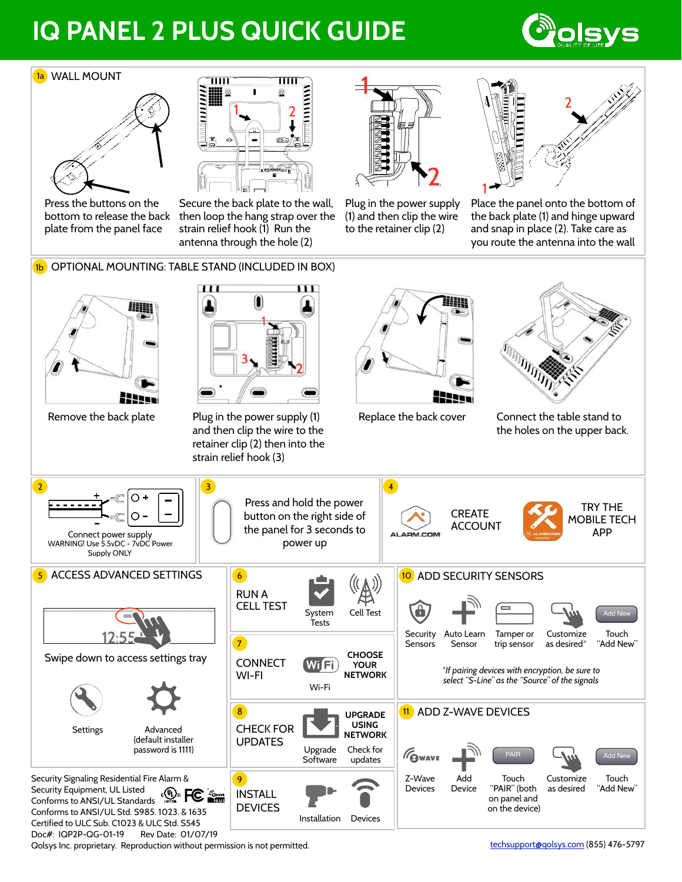# IQ PANEL 2 PLUS QUICK GUIDE

Qolsys QUALITY OF LIFE

## 1a WALL MOUNT

Press the buttons on the bottom to release the back plate from the panel face

Secure the back plate to the wall, then loop the hang strap over the strain relief hook (1) Run the antenna through the hole (2)

Plug in the power supply (1) and then clip the wire to the retainer clip (2)

Place the panel onto the bottom of the back plate (1) and hinge upward and snap in place (2). Take care as you route the antenna into the wall

## 1b OPTIONAL MOUNTING: TABLE STAND (INCLUDED IN BOX)

Remove the back plate

Plug in the power supply (1) and then clip the wire to the retainer clip (2) then into the strain relief hook (3)

Replace the back cover

Connect the table stand to the holes on the upper back.

## 2

Connect power supply
WARNING! Use 5.5vDC - 7vDC Power Supply ONLY

## 3

Press and hold the power button on the right side of the panel for 3 seconds to power up

## 4

ALARM.COM — CREATE ACCOUNT

TRY THE MOBILE TECH APP

## 5 ACCESS ADVANCED SETTINGS

Swipe down to access settings tray

Settings

Advanced (default installer password is 1111)

## 6 RUN A CELL TEST

System Tests — Cell Test

## 7 CONNECT WI-FI

Wi-Fi — CHOOSE YOUR NETWORK

## 8 CHECK FOR UPDATES

Upgrade Software — UPGRADE USING NETWORK — Check for updates

## 9 INSTALL DEVICES

Installation — Devices

## 10 ADD SECURITY SENSORS

Security Sensors — Auto Learn Sensor — Tamper or trip sensor — Customize as desired* — Touch "Add New"

*If pairing devices with encryption, be sure to select "S-Line" as the "Source" of the signals

## 11 ADD Z-WAVE DEVICES

Z-Wave Devices — Add Device — Touch "PAIR" (both on panel and on the device) — Customize as desired — Touch "Add New"

Security Signaling Residential Fire Alarm & Security Equipment, UL Listed
Conforms to ANSI/UL Standards
Conforms to ANSI/UL Std. S985. 1023. & 1635
Certified to ULC Sub. C1023 & ULC Std. S545
Doc#: IQP2P-QG-01-19 Rev Date: 01/07/19
Qolsys Inc. proprietary. Reproduction without permission is not permitted.

techsupport@qolsys.com (855) 476-5797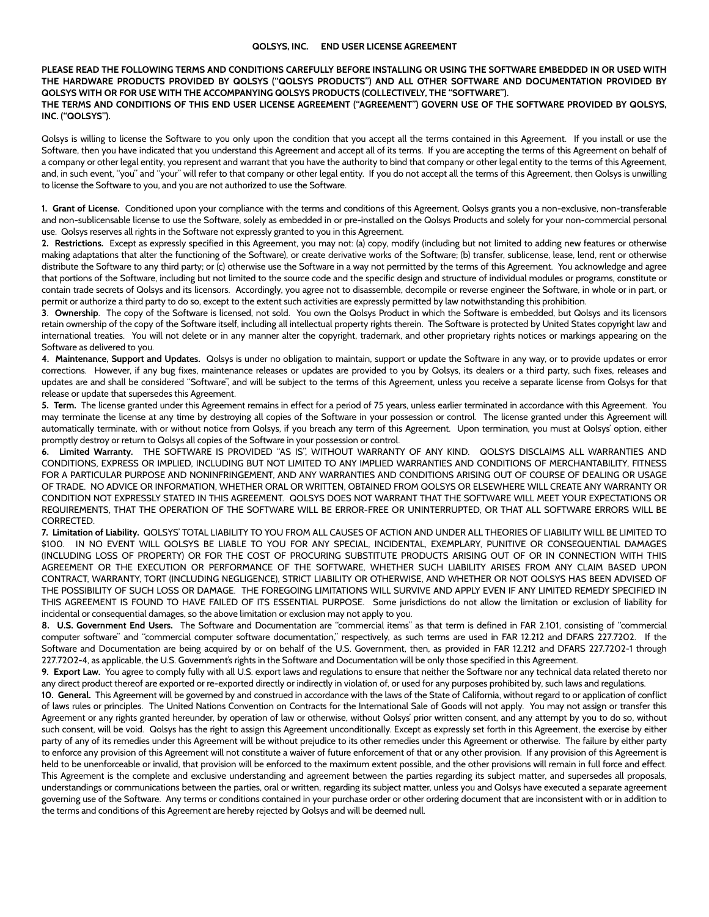**QOLSYS, INC. END USER LICENSE AGREEMENT**

**PLEASE READ THE FOLLOWING TERMS AND CONDITIONS CAREFULLY BEFORE INSTALLING OR USING THE SOFTWARE EMBEDDED IN OR USED WITH THE HARDWARE PRODUCTS PROVIDED BY QOLSYS ("QOLSYS PRODUCTS") AND ALL OTHER SOFTWARE AND DOCUMENTATION PROVIDED BY QOLSYS WITH OR FOR USE WITH THE ACCOMPANYING QOLSYS PRODUCTS (COLLECTIVELY, THE "SOFTWARE").**
**THE TERMS AND CONDITIONS OF THIS END USER LICENSE AGREEMENT ("AGREEMENT") GOVERN USE OF THE SOFTWARE PROVIDED BY QOLSYS, INC. ("QOLSYS").**

Qolsys is willing to license the Software to you only upon the condition that you accept all the terms contained in this Agreement. If you install or use the Software, then you have indicated that you understand this Agreement and accept all of its terms. If you are accepting the terms of this Agreement on behalf of a company or other legal entity, you represent and warrant that you have the authority to bind that company or other legal entity to the terms of this Agreement, and, in such event, "you" and "your" will refer to that company or other legal entity. If you do not accept all the terms of this Agreement, then Qolsys is unwilling to license the Software to you, and you are not authorized to use the Software.

**1. Grant of License.** Conditioned upon your compliance with the terms and conditions of this Agreement, Qolsys grants you a non-exclusive, non-transferable and non-sublicensable license to use the Software, solely as embedded in or pre-installed on the Qolsys Products and solely for your non-commercial personal use. Qolsys reserves all rights in the Software not expressly granted to you in this Agreement.

**2. Restrictions.** Except as expressly specified in this Agreement, you may not: (a) copy, modify (including but not limited to adding new features or otherwise making adaptations that alter the functioning of the Software), or create derivative works of the Software; (b) transfer, sublicense, lease, lend, rent or otherwise distribute the Software to any third party; or (c) otherwise use the Software in a way not permitted by the terms of this Agreement. You acknowledge and agree that portions of the Software, including but not limited to the source code and the specific design and structure of individual modules or programs, constitute or contain trade secrets of Qolsys and its licensors. Accordingly, you agree not to disassemble, decompile or reverse engineer the Software, in whole or in part, or permit or authorize a third party to do so, except to the extent such activities are expressly permitted by law notwithstanding this prohibition.

**3. Ownership.** The copy of the Software is licensed, not sold. You own the Qolsys Product in which the Software is embedded, but Qolsys and its licensors retain ownership of the copy of the Software itself, including all intellectual property rights therein. The Software is protected by United States copyright law and international treaties. You will not delete or in any manner alter the copyright, trademark, and other proprietary rights notices or markings appearing on the Software as delivered to you.

**4. Maintenance, Support and Updates.** Qolsys is under no obligation to maintain, support or update the Software in any way, or to provide updates or error corrections. However, if any bug fixes, maintenance releases or updates are provided to you by Qolsys, its dealers or a third party, such fixes, releases and updates are and shall be considered "Software", and will be subject to the terms of this Agreement, unless you receive a separate license from Qolsys for that release or update that supersedes this Agreement.

**5. Term.** The license granted under this Agreement remains in effect for a period of 75 years, unless earlier terminated in accordance with this Agreement. You may terminate the license at any time by destroying all copies of the Software in your possession or control. The license granted under this Agreement will automatically terminate, with or without notice from Qolsys, if you breach any term of this Agreement. Upon termination, you must at Qolsys' option, either promptly destroy or return to Qolsys all copies of the Software in your possession or control.

**6. Limited Warranty.** THE SOFTWARE IS PROVIDED "AS IS", WITHOUT WARRANTY OF ANY KIND. QOLSYS DISCLAIMS ALL WARRANTIES AND CONDITIONS, EXPRESS OR IMPLIED, INCLUDING BUT NOT LIMITED TO ANY IMPLIED WARRANTIES AND CONDITIONS OF MERCHANTABILITY, FITNESS FOR A PARTICULAR PURPOSE AND NONINFRINGEMENT, AND ANY WARRANTIES AND CONDITIONS ARISING OUT OF COURSE OF DEALING OR USAGE OF TRADE. NO ADVICE OR INFORMATION, WHETHER ORAL OR WRITTEN, OBTAINED FROM QOLSYS OR ELSEWHERE WILL CREATE ANY WARRANTY OR CONDITION NOT EXPRESSLY STATED IN THIS AGREEMENT. QOLSYS DOES NOT WARRANT THAT THE SOFTWARE WILL MEET YOUR EXPECTATIONS OR REQUIREMENTS, THAT THE OPERATION OF THE SOFTWARE WILL BE ERROR-FREE OR UNINTERRUPTED, OR THAT ALL SOFTWARE ERRORS WILL BE CORRECTED.

**7. Limitation of Liability.** QOLSYS' TOTAL LIABILITY TO YOU FROM ALL CAUSES OF ACTION AND UNDER ALL THEORIES OF LIABILITY WILL BE LIMITED TO $100. IN NO EVENT WILL QOLSYS BE LIABLE TO YOU FOR ANY SPECIAL, INCIDENTAL, EXEMPLARY, PUNITIVE OR CONSEQUENTIAL DAMAGES (INCLUDING LOSS OF PROPERTY) OR FOR THE COST OF PROCURING SUBSTITUTE PRODUCTS ARISING OUT OF OR IN CONNECTION WITH THIS AGREEMENT OR THE EXECUTION OR PERFORMANCE OF THE SOFTWARE, WHETHER SUCH LIABILITY ARISES FROM ANY CLAIM BASED UPON CONTRACT, WARRANTY, TORT (INCLUDING NEGLIGENCE), STRICT LIABILITY OR OTHERWISE, AND WHETHER OR NOT QOLSYS HAS BEEN ADVISED OF THE POSSIBILITY OF SUCH LOSS OR DAMAGE. THE FOREGOING LIMITATIONS WILL SURVIVE AND APPLY EVEN IF ANY LIMITED REMEDY SPECIFIED IN THIS AGREEMENT IS FOUND TO HAVE FAILED OF ITS ESSENTIAL PURPOSE. Some jurisdictions do not allow the limitation or exclusion of liability for incidental or consequential damages, so the above limitation or exclusion may not apply to you.

**8. U.S. Government End Users.** The Software and Documentation are "commercial items" as that term is defined in FAR 2.101, consisting of "commercial computer software" and "commercial computer software documentation," respectively, as such terms are used in FAR 12.212 and DFARS 227.7202. If the Software and Documentation are being acquired by or on behalf of the U.S. Government, then, as provided in FAR 12.212 and DFARS 227.7202-1 through 227.7202-4, as applicable, the U.S. Government's rights in the Software and Documentation will be only those specified in this Agreement.

**9. Export Law.** You agree to comply fully with all U.S. export laws and regulations to ensure that neither the Software nor any technical data related thereto nor any direct product thereof are exported or re-exported directly or indirectly in violation of, or used for any purposes prohibited by, such laws and regulations.

**10. General.** This Agreement will be governed by and construed in accordance with the laws of the State of California, without regard to or application of conflict of laws rules or principles. The United Nations Convention on Contracts for the International Sale of Goods will not apply. You may not assign or transfer this Agreement or any rights granted hereunder, by operation of law or otherwise, without Qolsys' prior written consent, and any attempt by you to do so, without such consent, will be void. Qolsys has the right to assign this Agreement unconditionally. Except as expressly set forth in this Agreement, the exercise by either party of any of its remedies under this Agreement will be without prejudice to its other remedies under this Agreement or otherwise. The failure by either party to enforce any provision of this Agreement will not constitute a waiver of future enforcement of that or any other provision. If any provision of this Agreement is held to be unenforceable or invalid, that provision will be enforced to the maximum extent possible, and the other provisions will remain in full force and effect. This Agreement is the complete and exclusive understanding and agreement between the parties regarding its subject matter, and supersedes all proposals, understandings or communications between the parties, oral or written, regarding its subject matter, unless you and Qolsys have executed a separate agreement governing use of the Software. Any terms or conditions contained in your purchase order or other ordering document that are inconsistent with or in addition to the terms and conditions of this Agreement are hereby rejected by Qolsys and will be deemed null.